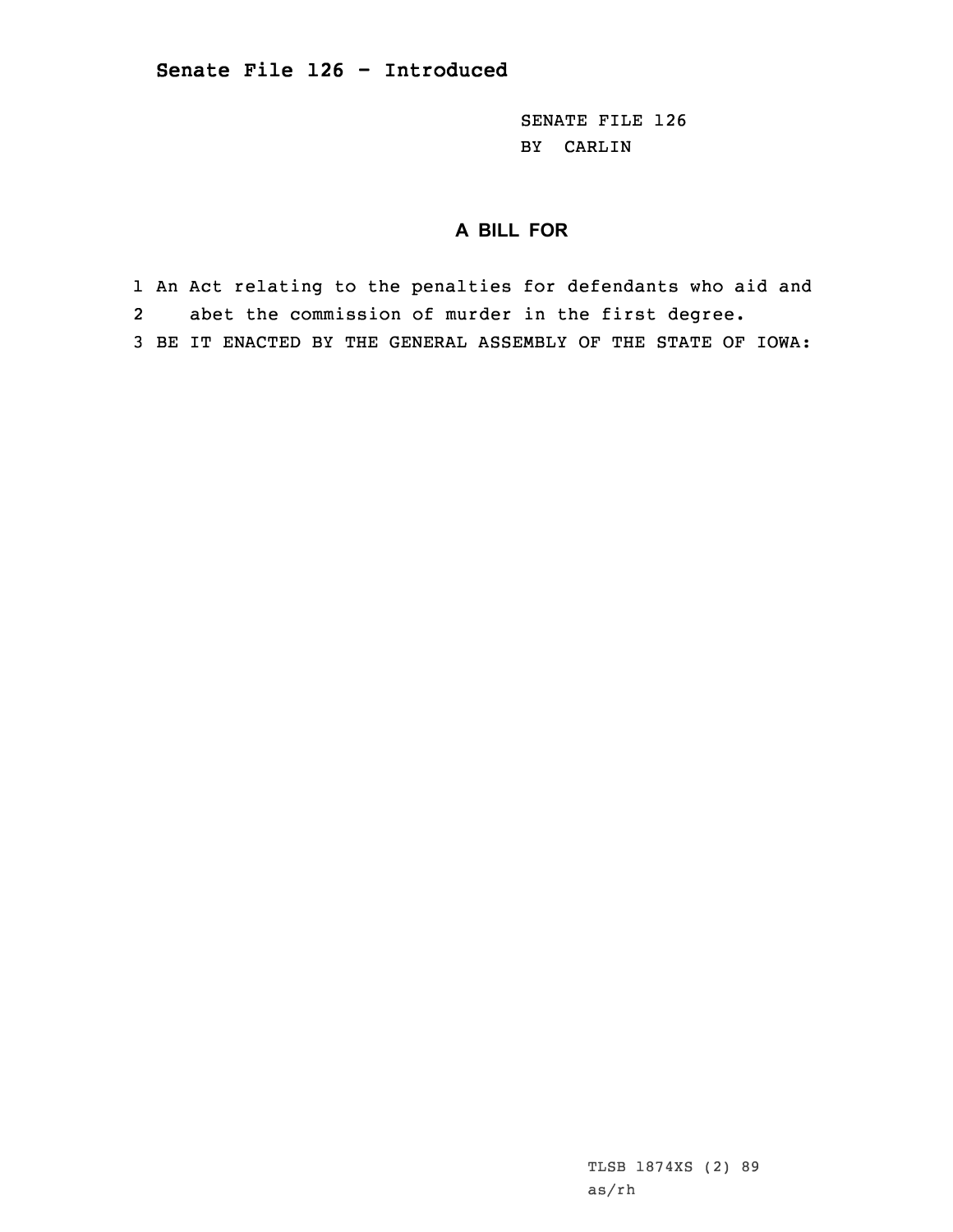# Senate File 126 - Introduced

SENATE FILE 126
BY CARLIN

## A BILL FOR

1 An Act relating to the penalties for defendants who aid and
2 abet the commission of murder in the first degree.
3 BE IT ENACTED BY THE GENERAL ASSEMBLY OF THE STATE OF IOWA:

TLSB 1874XS (2) 89
as/rh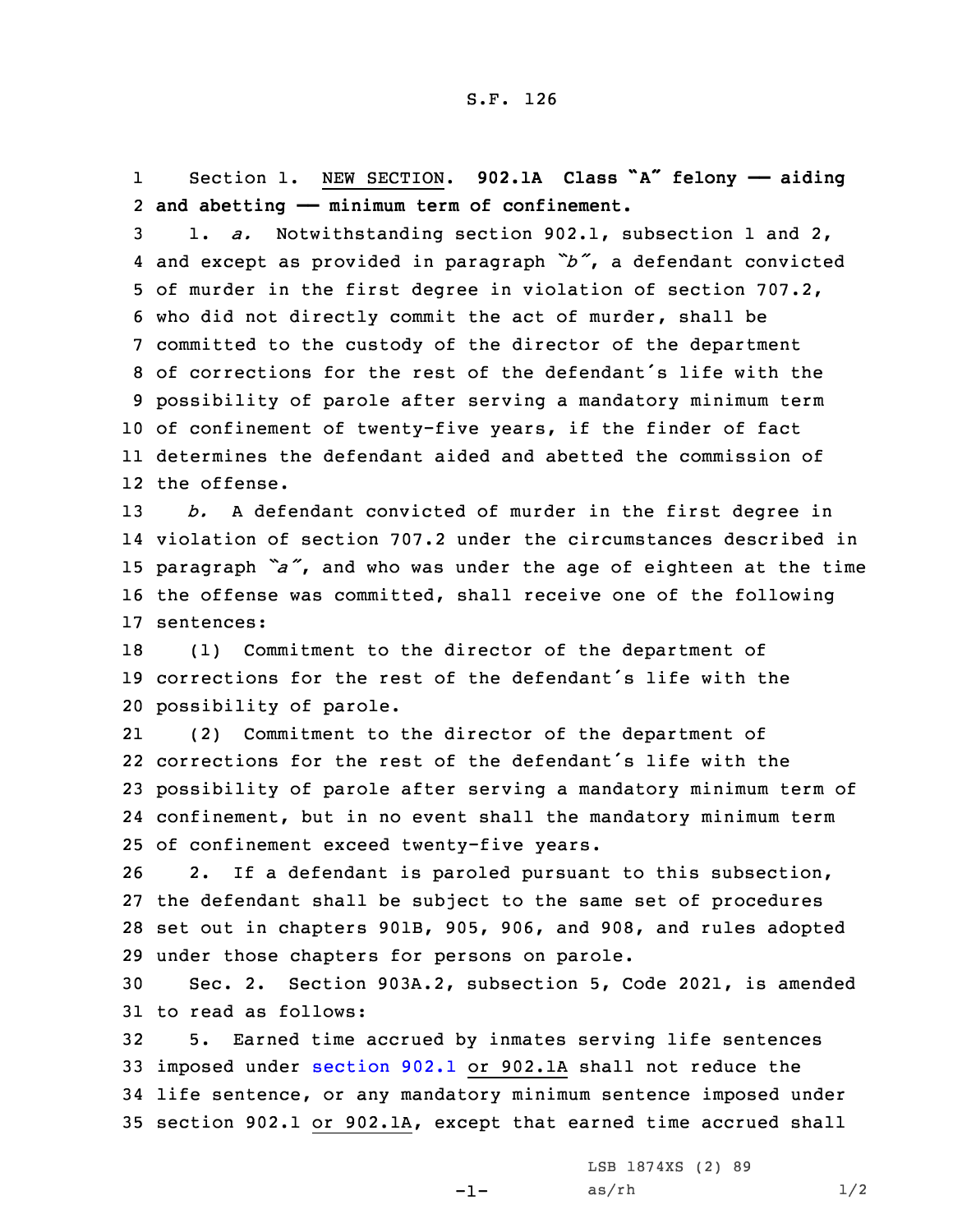S.F. 126

Section 1. NEW SECTION. **902.1A Class "A" felony — aiding and abetting — minimum term of confinement.**

1. *a.* Notwithstanding section 902.1, subsection 1 and 2, and except as provided in paragraph *"b"*, a defendant convicted of murder in the first degree in violation of section 707.2, who did not directly commit the act of murder, shall be committed to the custody of the director of the department of corrections for the rest of the defendant's life with the possibility of parole after serving a mandatory minimum term of confinement of twenty-five years, if the finder of fact determines the defendant aided and abetted the commission of the offense.

*b.* A defendant convicted of murder in the first degree in violation of section 707.2 under the circumstances described in paragraph *"a"*, and who was under the age of eighteen at the time the offense was committed, shall receive one of the following sentences:

(1) Commitment to the director of the department of corrections for the rest of the defendant's life with the possibility of parole.

(2) Commitment to the director of the department of corrections for the rest of the defendant's life with the possibility of parole after serving a mandatory minimum term of confinement, but in no event shall the mandatory minimum term of confinement exceed twenty-five years.

2. If a defendant is paroled pursuant to this subsection, the defendant shall be subject to the same set of procedures set out in chapters 901B, 905, 906, and 908, and rules adopted under those chapters for persons on parole.

Sec. 2. Section 903A.2, subsection 5, Code 2021, is amended to read as follows:

5. Earned time accrued by inmates serving life sentences imposed under section 902.1 or 902.1A shall not reduce the life sentence, or any mandatory minimum sentence imposed under section 902.1 or 902.1A, except that earned time accrued shall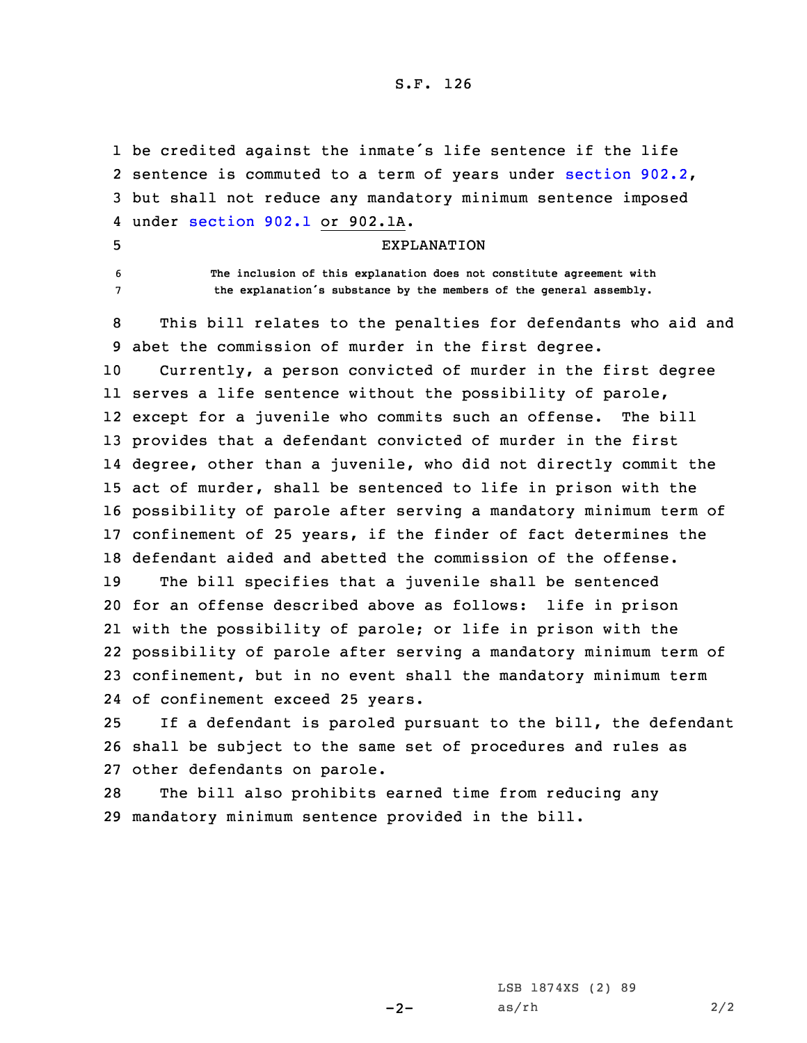be credited against the inmate's life sentence if the life sentence is commuted to a term of years under section 902.2, but shall not reduce any mandatory minimum sentence imposed under section 902.1 or 902.1A.

EXPLANATION

The inclusion of this explanation does not constitute agreement with the explanation's substance by the members of the general assembly.

This bill relates to the penalties for defendants who aid and abet the commission of murder in the first degree.

Currently, a person convicted of murder in the first degree serves a life sentence without the possibility of parole, except for a juvenile who commits such an offense. The bill provides that a defendant convicted of murder in the first degree, other than a juvenile, who did not directly commit the act of murder, shall be sentenced to life in prison with the possibility of parole after serving a mandatory minimum term of confinement of 25 years, if the finder of fact determines the defendant aided and abetted the commission of the offense.

The bill specifies that a juvenile shall be sentenced for an offense described above as follows: life in prison with the possibility of parole; or life in prison with the possibility of parole after serving a mandatory minimum term of confinement, but in no event shall the mandatory minimum term of confinement exceed 25 years.

If a defendant is paroled pursuant to the bill, the defendant shall be subject to the same set of procedures and rules as other defendants on parole.

The bill also prohibits earned time from reducing any mandatory minimum sentence provided in the bill.

LSB 1874XS (2) 89
as/rh